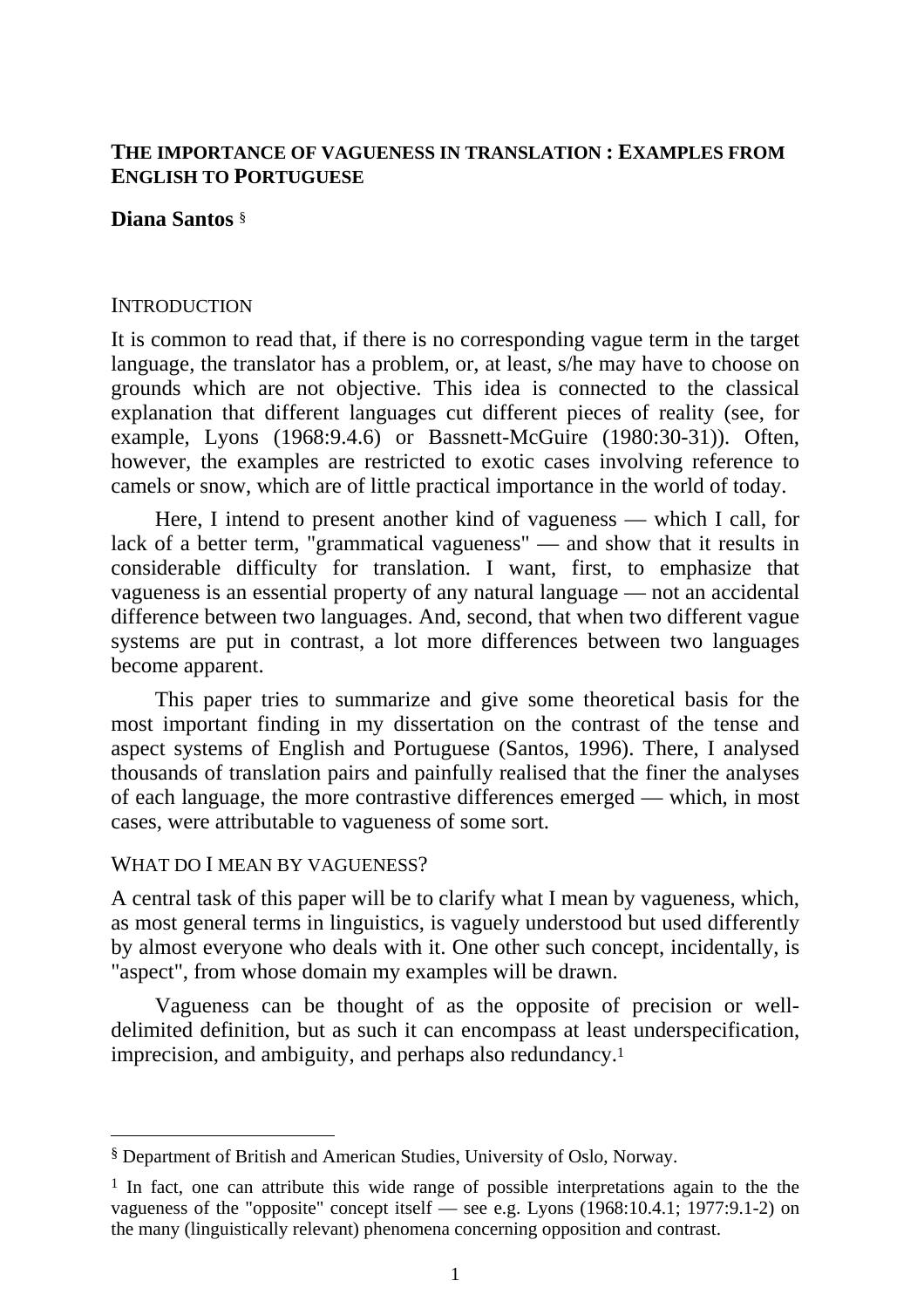# THE IMPORTANCE OF VAGUENESS IN TRANSLATION : EXAMPLES FROM ENGLISH TO PORTUGUESE

**Diana Santos** [§]

## INTRODUCTION

It is common to read that, if there is no corresponding vague term in the target language, the translator has a problem, or, at least, s/he may have to choose on grounds which are not objective. This idea is connected to the classical explanation that different languages cut different pieces of reality (see, for example, Lyons (1968:9.4.6) or Bassnett-McGuire (1980:30-31)). Often, however, the examples are restricted to exotic cases involving reference to camels or snow, which are of little practical importance in the world of today.

Here, I intend to present another kind of vagueness — which I call, for lack of a better term, "grammatical vagueness" — and show that it results in considerable difficulty for translation. I want, first, to emphasize that vagueness is an essential property of any natural language — not an accidental difference between two languages. And, second, that when two different vague systems are put in contrast, a lot more differences between two languages become apparent.

This paper tries to summarize and give some theoretical basis for the most important finding in my dissertation on the contrast of the tense and aspect systems of English and Portuguese (Santos, 1996). There, I analysed thousands of translation pairs and painfully realised that the finer the analyses of each language, the more contrastive differences emerged — which, in most cases, were attributable to vagueness of some sort.

## WHAT DO I MEAN BY VAGUENESS?

A central task of this paper will be to clarify what I mean by vagueness, which, as most general terms in linguistics, is vaguely understood but used differently by almost everyone who deals with it. One other such concept, incidentally, is "aspect", from whose domain my examples will be drawn.

Vagueness can be thought of as the opposite of precision or well-delimited definition, but as such it can encompass at least underspecification, imprecision, and ambiguity, and perhaps also redundancy.[1]

---

[§] Department of British and American Studies, University of Oslo, Norway.

[1] In fact, one can attribute this wide range of possible interpretations again to the the vagueness of the "opposite" concept itself — see e.g. Lyons (1968:10.4.1; 1977:9.1-2) on the many (linguistically relevant) phenomena concerning opposition and contrast.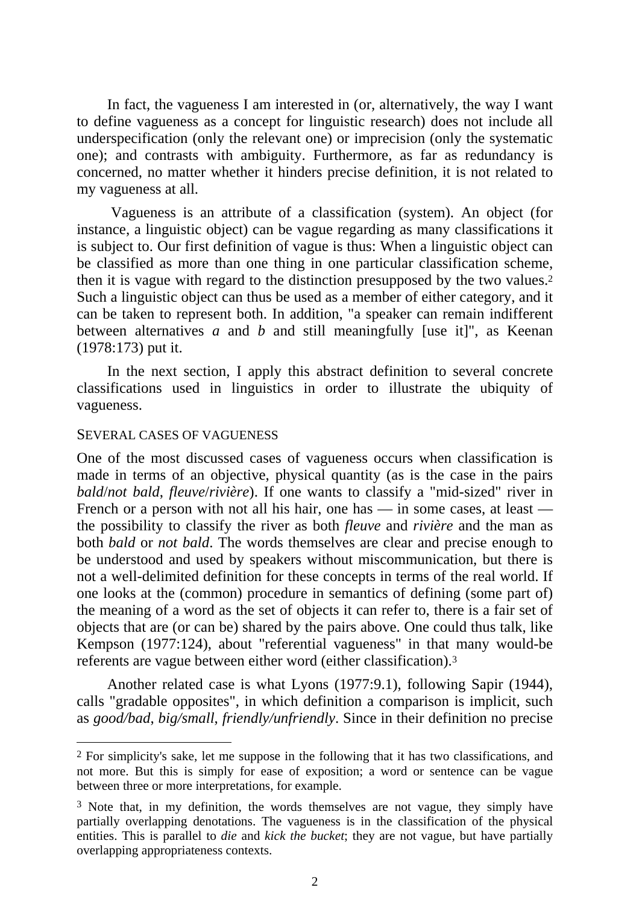In fact, the vagueness I am interested in (or, alternatively, the way I want to define vagueness as a concept for linguistic research) does not include all underspecification (only the relevant one) or imprecision (only the systematic one); and contrasts with ambiguity. Furthermore, as far as redundancy is concerned, no matter whether it hinders precise definition, it is not related to my vagueness at all.

Vagueness is an attribute of a classification (system). An object (for instance, a linguistic object) can be vague regarding as many classifications it is subject to. Our first definition of vague is thus: When a linguistic object can be classified as more than one thing in one particular classification scheme, then it is vague with regard to the distinction presupposed by the two values.[2] Such a linguistic object can thus be used as a member of either category, and it can be taken to represent both. In addition, "a speaker can remain indifferent between alternatives *a* and *b* and still meaningfully [use it]", as Keenan (1978:173) put it.

In the next section, I apply this abstract definition to several concrete classifications used in linguistics in order to illustrate the ubiquity of vagueness.

## SEVERAL CASES OF VAGUENESS

One of the most discussed cases of vagueness occurs when classification is made in terms of an objective, physical quantity (as is the case in the pairs *bald*/*not bald*, *fleuve*/*rivière*). If one wants to classify a "mid-sized" river in French or a person with not all his hair, one has — in some cases, at least — the possibility to classify the river as both *fleuve* and *rivière* and the man as both *bald* or *not bald*. The words themselves are clear and precise enough to be understood and used by speakers without miscommunication, but there is not a well-delimited definition for these concepts in terms of the real world. If one looks at the (common) procedure in semantics of defining (some part of) the meaning of a word as the set of objects it can refer to, there is a fair set of objects that are (or can be) shared by the pairs above. One could thus talk, like Kempson (1977:124), about "referential vagueness" in that many would-be referents are vague between either word (either classification).[3]

Another related case is what Lyons (1977:9.1), following Sapir (1944), calls "gradable opposites", in which definition a comparison is implicit, such as *good/bad*, *big/small*, *friendly/unfriendly*. Since in their definition no precise

---

[2] For simplicity's sake, let me suppose in the following that it has two classifications, and not more. But this is simply for ease of exposition; a word or sentence can be vague between three or more interpretations, for example.

[3] Note that, in my definition, the words themselves are not vague, they simply have partially overlapping denotations. The vagueness is in the classification of the physical entities. This is parallel to *die* and *kick the bucket*; they are not vague, but have partially overlapping appropriateness contexts.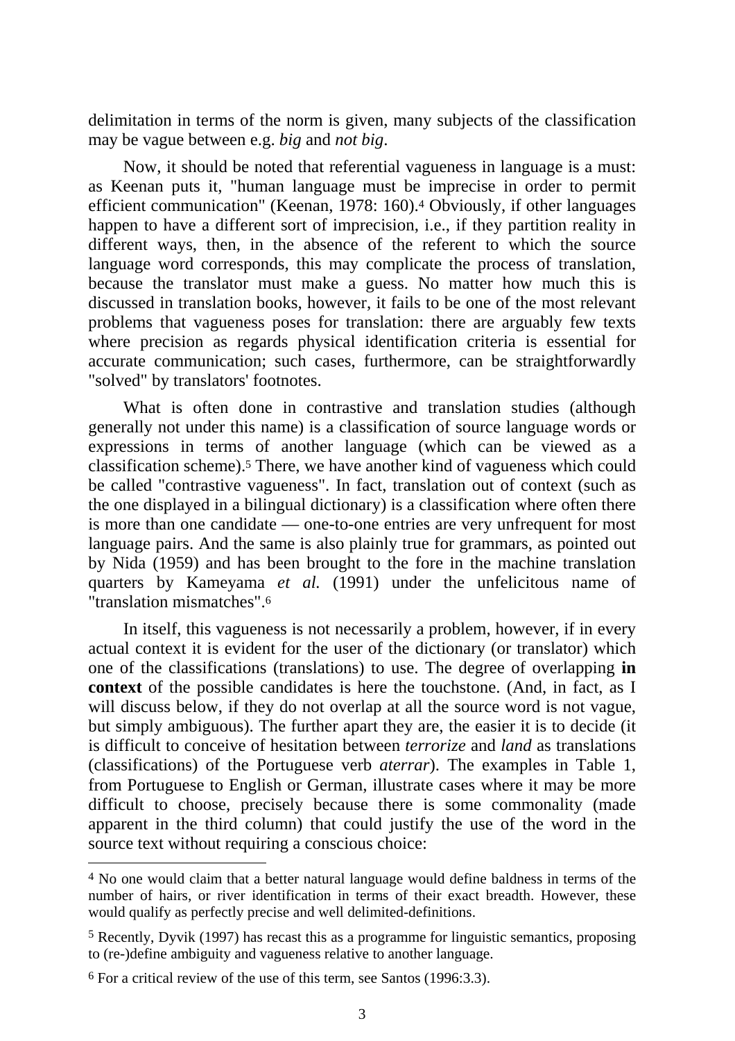delimitation in terms of the norm is given, many subjects of the classification may be vague between e.g. *big* and *not big*.

Now, it should be noted that referential vagueness in language is a must: as Keenan puts it, "human language must be imprecise in order to permit efficient communication" (Keenan, 1978: 160).[4] Obviously, if other languages happen to have a different sort of imprecision, i.e., if they partition reality in different ways, then, in the absence of the referent to which the source language word corresponds, this may complicate the process of translation, because the translator must make a guess. No matter how much this is discussed in translation books, however, it fails to be one of the most relevant problems that vagueness poses for translation: there are arguably few texts where precision as regards physical identification criteria is essential for accurate communication; such cases, furthermore, can be straightforwardly "solved" by translators' footnotes.

What is often done in contrastive and translation studies (although generally not under this name) is a classification of source language words or expressions in terms of another language (which can be viewed as a classification scheme).[5] There, we have another kind of vagueness which could be called "contrastive vagueness". In fact, translation out of context (such as the one displayed in a bilingual dictionary) is a classification where often there is more than one candidate — one-to-one entries are very unfrequent for most language pairs. And the same is also plainly true for grammars, as pointed out by Nida (1959) and has been brought to the fore in the machine translation quarters by Kameyama *et al.* (1991) under the unfelicitous name of "translation mismatches".[6]

In itself, this vagueness is not necessarily a problem, however, if in every actual context it is evident for the user of the dictionary (or translator) which one of the classifications (translations) to use. The degree of overlapping **in context** of the possible candidates is here the touchstone. (And, in fact, as I will discuss below, if they do not overlap at all the source word is not vague, but simply ambiguous). The further apart they are, the easier it is to decide (it is difficult to conceive of hesitation between *terrorize* and *land* as translations (classifications) of the Portuguese verb *aterrar*). The examples in Table 1, from Portuguese to English or German, illustrate cases where it may be more difficult to choose, precisely because there is some commonality (made apparent in the third column) that could justify the use of the word in the source text without requiring a conscious choice:

---

[4] No one would claim that a better natural language would define baldness in terms of the number of hairs, or river identification in terms of their exact breadth. However, these would qualify as perfectly precise and well delimited-definitions.

[5] Recently, Dyvik (1997) has recast this as a programme for linguistic semantics, proposing to (re-)define ambiguity and vagueness relative to another language.

[6] For a critical review of the use of this term, see Santos (1996:3.3).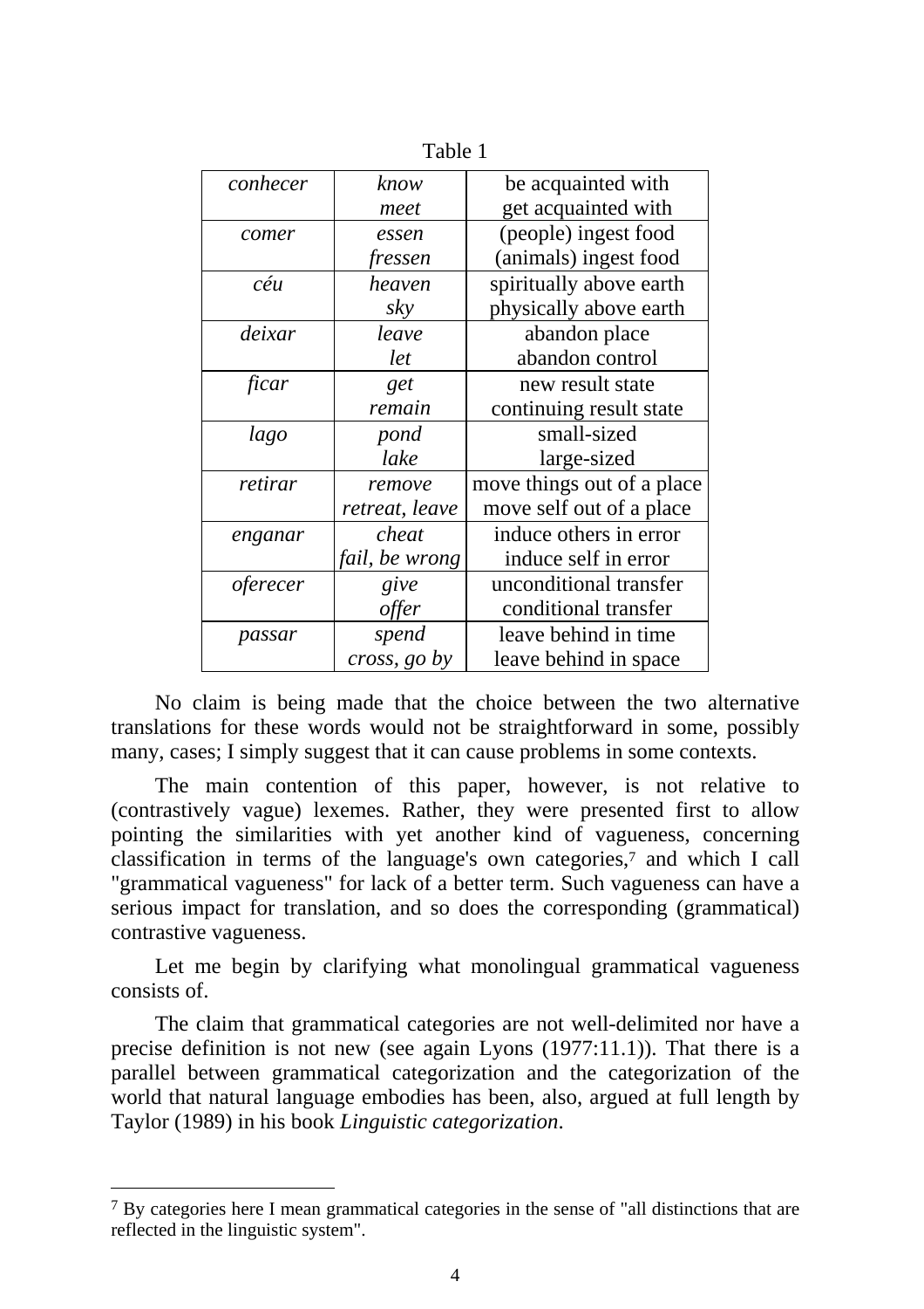Table 1

| | | |
|---|---|---|
| *conhecer* | *know*<br>*meet* | be acquainted with<br>get acquainted with |
| *comer* | *essen*<br>*fressen* | (people) ingest food<br>(animals) ingest food |
| *céu* | *heaven*<br>*sky* | spiritually above earth<br>physically above earth |
| *deixar* | *leave*<br>*let* | abandon place<br>abandon control |
| *ficar* | *get*<br>*remain* | new result state<br>continuing result state |
| *lago* | *pond*<br>*lake* | small-sized<br>large-sized |
| *retirar* | *remove*<br>*retreat, leave* | move things out of a place<br>move self out of a place |
| *enganar* | *cheat*<br>*fail, be wrong* | induce others in error<br>induce self in error |
| *oferecer* | *give*<br>*offer* | unconditional transfer<br>conditional transfer |
| *passar* | *spend*<br>*cross, go by* | leave behind in time<br>leave behind in space |

No claim is being made that the choice between the two alternative translations for these words would not be straightforward in some, possibly many, cases; I simply suggest that it can cause problems in some contexts.

The main contention of this paper, however, is not relative to (contrastively vague) lexemes. Rather, they were presented first to allow pointing the similarities with yet another kind of vagueness, concerning classification in terms of the language's own categories,[7] and which I call "grammatical vagueness" for lack of a better term. Such vagueness can have a serious impact for translation, and so does the corresponding (grammatical) contrastive vagueness.

Let me begin by clarifying what monolingual grammatical vagueness consists of.

The claim that grammatical categories are not well-delimited nor have a precise definition is not new (see again Lyons (1977:11.1)). That there is a parallel between grammatical categorization and the categorization of the world that natural language embodies has been, also, argued at full length by Taylor (1989) in his book *Linguistic categorization*.

[7] By categories here I mean grammatical categories in the sense of "all distinctions that are reflected in the linguistic system".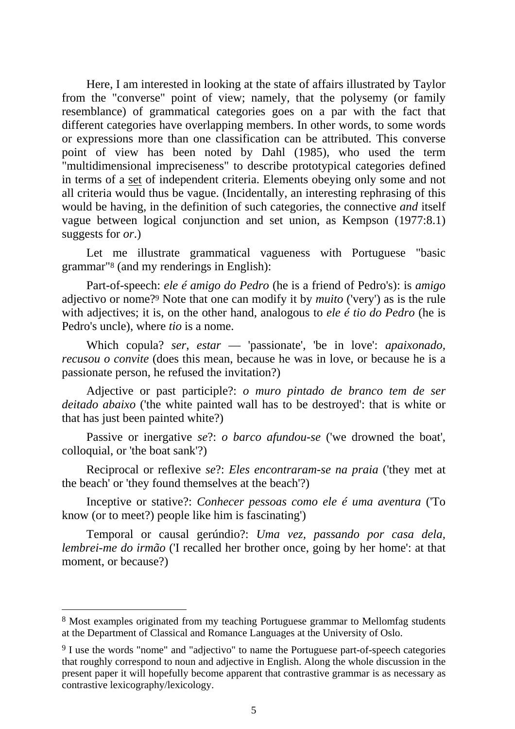Here, I am interested in looking at the state of affairs illustrated by Taylor from the "converse" point of view; namely, that the polysemy (or family resemblance) of grammatical categories goes on a par with the fact that different categories have overlapping members. In other words, to some words or expressions more than one classification can be attributed. This converse point of view has been noted by Dahl (1985), who used the term "multidimensional impreciseness" to describe prototypical categories defined in terms of a set of independent criteria. Elements obeying only some and not all criteria would thus be vague. (Incidentally, an interesting rephrasing of this would be having, in the definition of such categories, the connective *and* itself vague between logical conjunction and set union, as Kempson (1977:8.1) suggests for *or*.)

Let me illustrate grammatical vagueness with Portuguese "basic grammar"[8] (and my renderings in English):

Part-of-speech: *ele é amigo do Pedro* (he is a friend of Pedro's): is *amigo* adjectivo or nome?[9] Note that one can modify it by *muito* ('very') as is the rule with adjectives; it is, on the other hand, analogous to *ele é tio do Pedro* (he is Pedro's uncle), where *tio* is a nome.

Which copula? *ser*, *estar* — 'passionate', 'be in love': *apaixonado, recusou o convite* (does this mean, because he was in love, or because he is a passionate person, he refused the invitation?)

Adjective or past participle?: *o muro pintado de branco tem de ser deitado abaixo* ('the white painted wall has to be destroyed': that is white or that has just been painted white?)

Passive or inergative *se*?: *o barco afundou-se* ('we drowned the boat', colloquial, or 'the boat sank'?)

Reciprocal or reflexive *se*?: *Eles encontraram-se na praia* ('they met at the beach' or 'they found themselves at the beach'?)

Inceptive or stative?: *Conhecer pessoas como ele é uma aventura* ('To know (or to meet?) people like him is fascinating')

Temporal or causal gerúndio?: *Uma vez, passando por casa dela, lembrei-me do irmão* ('I recalled her brother once, going by her home': at that moment, or because?)

---

[8] Most examples originated from my teaching Portuguese grammar to Mellomfag students at the Department of Classical and Romance Languages at the University of Oslo.

[9] I use the words "nome" and "adjectivo" to name the Portuguese part-of-speech categories that roughly correspond to noun and adjective in English. Along the whole discussion in the present paper it will hopefully become apparent that contrastive grammar is as necessary as contrastive lexicography/lexicology.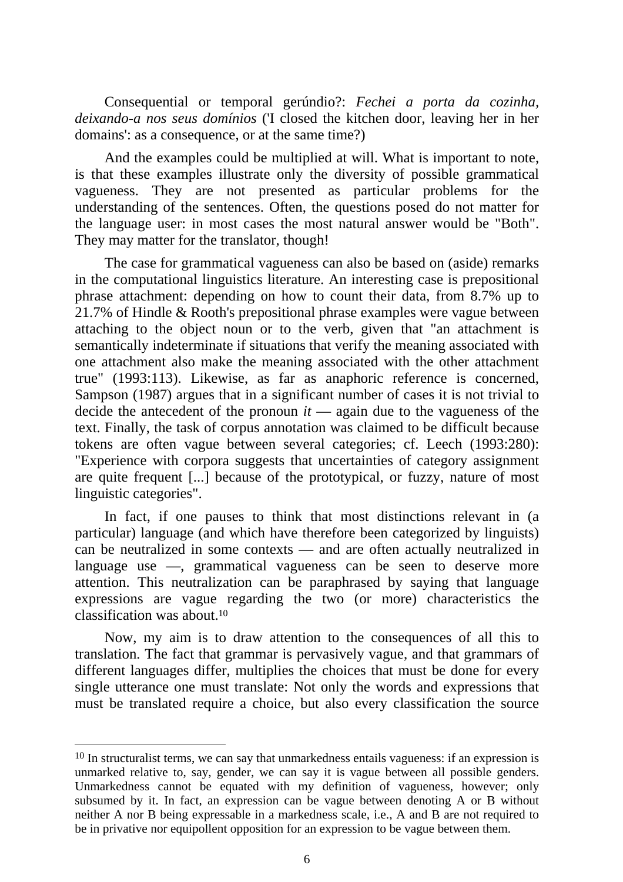Consequential or temporal gerúndio?: *Fechei a porta da cozinha, deixando-a nos seus domínios* ('I closed the kitchen door, leaving her in her domains': as a consequence, or at the same time?)

And the examples could be multiplied at will. What is important to note, is that these examples illustrate only the diversity of possible grammatical vagueness. They are not presented as particular problems for the understanding of the sentences. Often, the questions posed do not matter for the language user: in most cases the most natural answer would be "Both". They may matter for the translator, though!

The case for grammatical vagueness can also be based on (aside) remarks in the computational linguistics literature. An interesting case is prepositional phrase attachment: depending on how to count their data, from 8.7% up to 21.7% of Hindle & Rooth's prepositional phrase examples were vague between attaching to the object noun or to the verb, given that "an attachment is semantically indeterminate if situations that verify the meaning associated with one attachment also make the meaning associated with the other attachment true" (1993:113). Likewise, as far as anaphoric reference is concerned, Sampson (1987) argues that in a significant number of cases it is not trivial to decide the antecedent of the pronoun *it* — again due to the vagueness of the text. Finally, the task of corpus annotation was claimed to be difficult because tokens are often vague between several categories; cf. Leech (1993:280): "Experience with corpora suggests that uncertainties of category assignment are quite frequent [...] because of the prototypical, or fuzzy, nature of most linguistic categories".

In fact, if one pauses to think that most distinctions relevant in (a particular) language (and which have therefore been categorized by linguists) can be neutralized in some contexts — and are often actually neutralized in language use —, grammatical vagueness can be seen to deserve more attention. This neutralization can be paraphrased by saying that language expressions are vague regarding the two (or more) characteristics the classification was about.[10]

Now, my aim is to draw attention to the consequences of all this to translation. The fact that grammar is pervasively vague, and that grammars of different languages differ, multiplies the choices that must be done for every single utterance one must translate: Not only the words and expressions that must be translated require a choice, but also every classification the source

---

[10] In structuralist terms, we can say that unmarkedness entails vagueness: if an expression is unmarked relative to, say, gender, we can say it is vague between all possible genders. Unmarkedness cannot be equated with my definition of vagueness, however; only subsumed by it. In fact, an expression can be vague between denoting A or B without neither A nor B being expressable in a markedness scale, i.e., A and B are not required to be in privative nor equipollent opposition for an expression to be vague between them.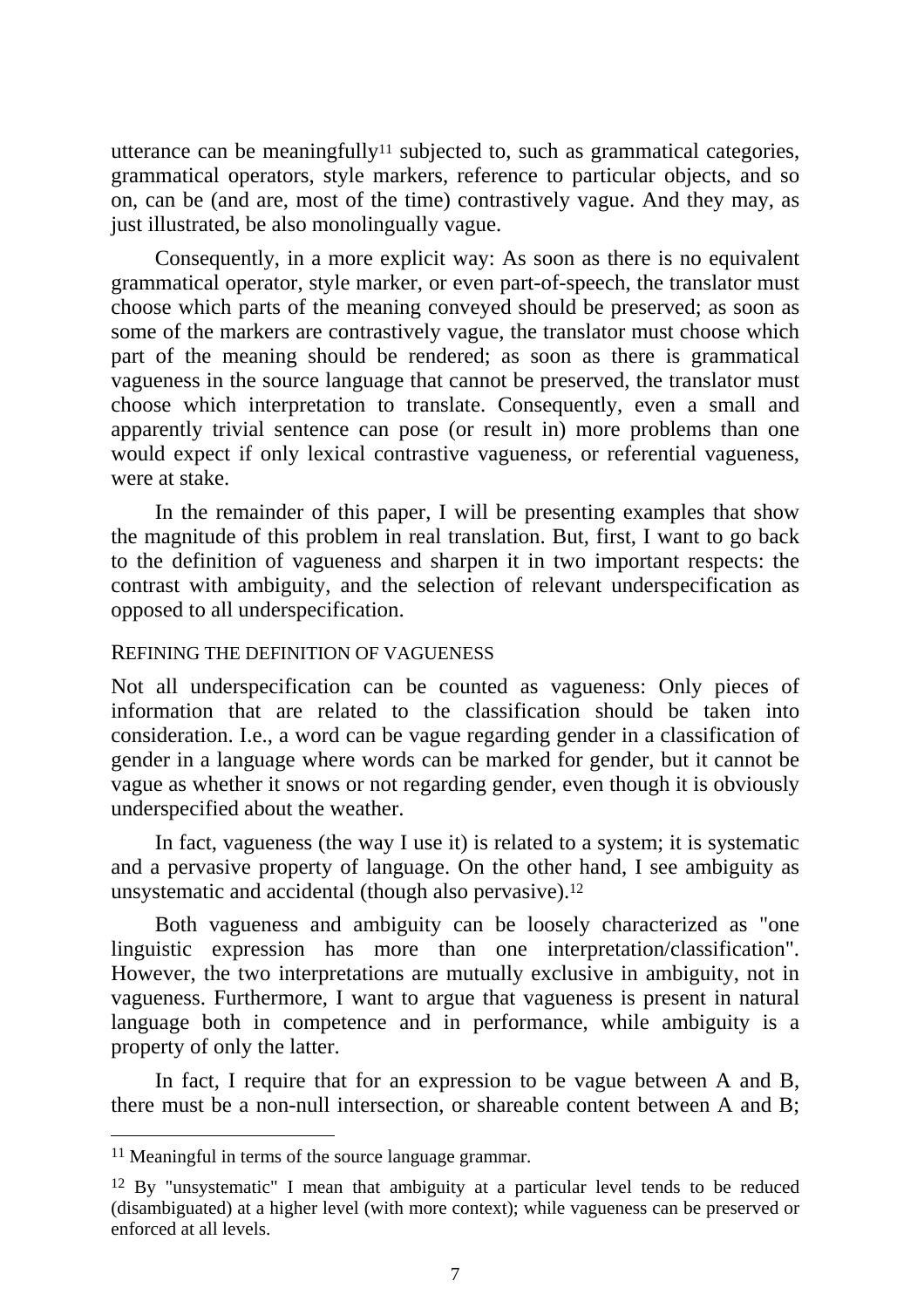utterance can be meaningfully[11] subjected to, such as grammatical categories, grammatical operators, style markers, reference to particular objects, and so on, can be (and are, most of the time) contrastively vague. And they may, as just illustrated, be also monolingually vague.

Consequently, in a more explicit way: As soon as there is no equivalent grammatical operator, style marker, or even part-of-speech, the translator must choose which parts of the meaning conveyed should be preserved; as soon as some of the markers are contrastively vague, the translator must choose which part of the meaning should be rendered; as soon as there is grammatical vagueness in the source language that cannot be preserved, the translator must choose which interpretation to translate. Consequently, even a small and apparently trivial sentence can pose (or result in) more problems than one would expect if only lexical contrastive vagueness, or referential vagueness, were at stake.

In the remainder of this paper, I will be presenting examples that show the magnitude of this problem in real translation. But, first, I want to go back to the definition of vagueness and sharpen it in two important respects: the contrast with ambiguity, and the selection of relevant underspecification as opposed to all underspecification.

## REFINING THE DEFINITION OF VAGUENESS

Not all underspecification can be counted as vagueness: Only pieces of information that are related to the classification should be taken into consideration. I.e., a word can be vague regarding gender in a classification of gender in a language where words can be marked for gender, but it cannot be vague as whether it snows or not regarding gender, even though it is obviously underspecified about the weather.

In fact, vagueness (the way I use it) is related to a system; it is systematic and a pervasive property of language. On the other hand, I see ambiguity as unsystematic and accidental (though also pervasive).[12]

Both vagueness and ambiguity can be loosely characterized as "one linguistic expression has more than one interpretation/classification". However, the two interpretations are mutually exclusive in ambiguity, not in vagueness. Furthermore, I want to argue that vagueness is present in natural language both in competence and in performance, while ambiguity is a property of only the latter.

In fact, I require that for an expression to be vague between A and B, there must be a non-null intersection, or shareable content between A and B;

---

[11] Meaningful in terms of the source language grammar.

[12] By "unsystematic" I mean that ambiguity at a particular level tends to be reduced (disambiguated) at a higher level (with more context); while vagueness can be preserved or enforced at all levels.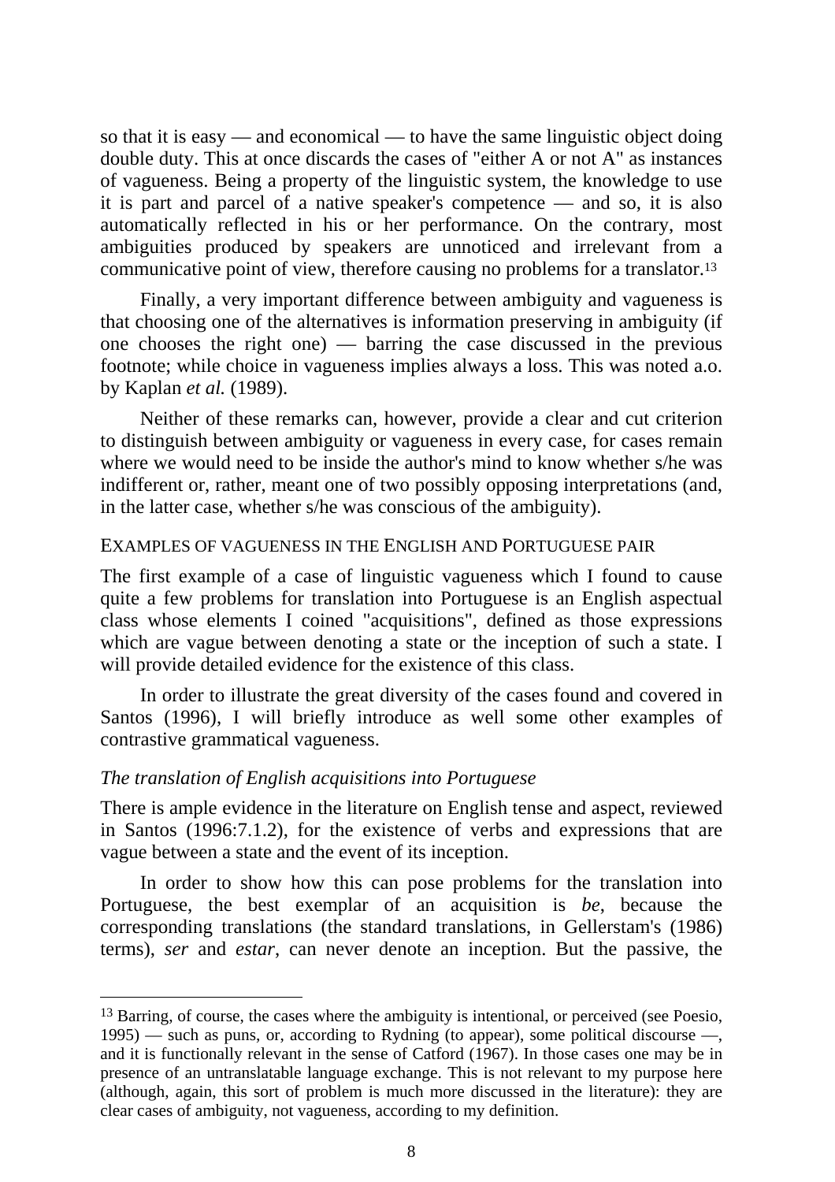so that it is easy — and economical — to have the same linguistic object doing double duty. This at once discards the cases of "either A or not A" as instances of vagueness. Being a property of the linguistic system, the knowledge to use it is part and parcel of a native speaker's competence — and so, it is also automatically reflected in his or her performance. On the contrary, most ambiguities produced by speakers are unnoticed and irrelevant from a communicative point of view, therefore causing no problems for a translator.[13]

Finally, a very important difference between ambiguity and vagueness is that choosing one of the alternatives is information preserving in ambiguity (if one chooses the right one) — barring the case discussed in the previous footnote; while choice in vagueness implies always a loss. This was noted a.o. by Kaplan *et al.* (1989).

Neither of these remarks can, however, provide a clear and cut criterion to distinguish between ambiguity or vagueness in every case, for cases remain where we would need to be inside the author's mind to know whether s/he was indifferent or, rather, meant one of two possibly opposing interpretations (and, in the latter case, whether s/he was conscious of the ambiguity).

## EXAMPLES OF VAGUENESS IN THE ENGLISH AND PORTUGUESE PAIR

The first example of a case of linguistic vagueness which I found to cause quite a few problems for translation into Portuguese is an English aspectual class whose elements I coined "acquisitions", defined as those expressions which are vague between denoting a state or the inception of such a state. I will provide detailed evidence for the existence of this class.

In order to illustrate the great diversity of the cases found and covered in Santos (1996), I will briefly introduce as well some other examples of contrastive grammatical vagueness.

### *The translation of English acquisitions into Portuguese*

There is ample evidence in the literature on English tense and aspect, reviewed in Santos (1996:7.1.2), for the existence of verbs and expressions that are vague between a state and the event of its inception.

In order to show how this can pose problems for the translation into Portuguese, the best exemplar of an acquisition is *be*, because the corresponding translations (the standard translations, in Gellerstam's (1986) terms), *ser* and *estar*, can never denote an inception. But the passive, the

---

[13] Barring, of course, the cases where the ambiguity is intentional, or perceived (see Poesio, 1995) — such as puns, or, according to Rydning (to appear), some political discourse —, and it is functionally relevant in the sense of Catford (1967). In those cases one may be in presence of an untranslatable language exchange. This is not relevant to my purpose here (although, again, this sort of problem is much more discussed in the literature): they are clear cases of ambiguity, not vagueness, according to my definition.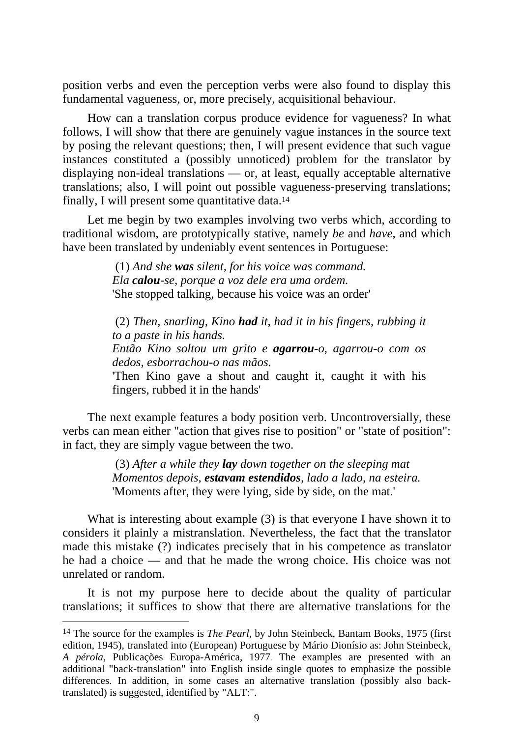position verbs and even the perception verbs were also found to display this fundamental vagueness, or, more precisely, acquisitional behaviour.

How can a translation corpus produce evidence for vagueness? In what follows, I will show that there are genuinely vague instances in the source text by posing the relevant questions; then, I will present evidence that such vague instances constituted a (possibly unnoticed) problem for the translator by displaying non-ideal translations — or, at least, equally acceptable alternative translations; also, I will point out possible vagueness-preserving translations; finally, I will present some quantitative data.[14]

Let me begin by two examples involving two verbs which, according to traditional wisdom, are prototypically stative, namely *be* and *have*, and which have been translated by undeniably event sentences in Portuguese:

> (1) *And she **was** silent, for his voice was command.*
> *Ela **calou**-se, porque a voz dele era uma ordem.*
> 'She stopped talking, because his voice was an order'

> (2) *Then, snarling, Kino **had** it, had it in his fingers, rubbing it to a paste in his hands.*
> *Então Kino soltou um grito e **agarrou**-o, agarrou-o com os dedos, esborrachou-o nas mãos.*
> 'Then Kino gave a shout and caught it, caught it with his fingers, rubbed it in the hands'

The next example features a body position verb. Uncontroversially, these verbs can mean either "action that gives rise to position" or "state of position": in fact, they are simply vague between the two.

> (3) *After a while they **lay** down together on the sleeping mat*
> *Momentos depois, **estavam estendidos**, lado a lado, na esteira.*
> 'Moments after, they were lying, side by side, on the mat.'

What is interesting about example (3) is that everyone I have shown it to considers it plainly a mistranslation. Nevertheless, the fact that the translator made this mistake (?) indicates precisely that in his competence as translator he had a choice — and that he made the wrong choice. His choice was not unrelated or random.

It is not my purpose here to decide about the quality of particular translations; it suffices to show that there are alternative translations for the

---

[14] The source for the examples is *The Pearl*, by John Steinbeck, Bantam Books, 1975 (first edition, 1945), translated into (European) Portuguese by Mário Dionísio as: John Steinbeck, *A pérola*, Publicações Europa-América, 1977. The examples are presented with an additional "back-translation" into English inside single quotes to emphasize the possible differences. In addition, in some cases an alternative translation (possibly also back-translated) is suggested, identified by "ALT:".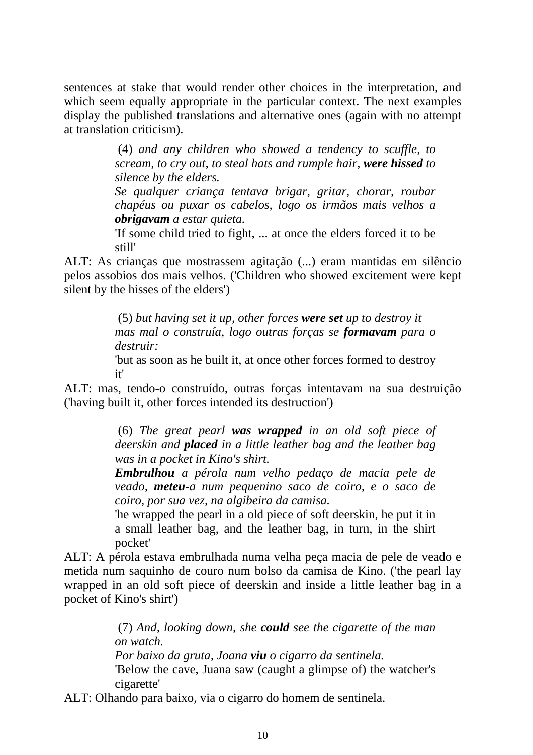sentences at stake that would render other choices in the interpretation, and which seem equally appropriate in the particular context. The next examples display the published translations and alternative ones (again with no attempt at translation criticism).

> (4) *and any children who showed a tendency to scuffle, to scream, to cry out, to steal hats and rumple hair, **were hissed** to silence by the elders.*
>
> *Se qualquer criança tentava brigar, gritar, chorar, roubar chapéus ou puxar os cabelos, logo os irmãos mais velhos a **obrigavam** a estar quieta.*
>
> 'If some child tried to fight, ... at once the elders forced it to be still'

ALT: As crianças que mostrassem agitação (...) eram mantidas em silêncio pelos assobios dos mais velhos. ('Children who showed excitement were kept silent by the hisses of the elders')

> (5) *but having set it up, other forces **were set** up to destroy it*
>
> *mas mal o construía, logo outras forças se **formavam** para o destruir:*
>
> 'but as soon as he built it, at once other forces formed to destroy it'

ALT: mas, tendo-o construído, outras forças intentavam na sua destruição ('having built it, other forces intended its destruction')

> (6) *The great pearl **was wrapped** in an old soft piece of deerskin and **placed** in a little leather bag and the leather bag was in a pocket in Kino's shirt.*
>
> ***Embrulhou** a pérola num velho pedaço de macia pele de veado, **meteu**-a num pequenino saco de coiro, e o saco de coiro, por sua vez, na algibeira da camisa.*
>
> 'he wrapped the pearl in a old piece of soft deerskin, he put it in a small leather bag, and the leather bag, in turn, in the shirt pocket'

ALT: A pérola estava embrulhada numa velha peça macia de pele de veado e metida num saquinho de couro num bolso da camisa de Kino. ('the pearl lay wrapped in an old soft piece of deerskin and inside a little leather bag in a pocket of Kino's shirt')

> (7) *And, looking down, she **could** see the cigarette of the man on watch.*
>
> *Por baixo da gruta, Joana **viu** o cigarro da sentinela.*
>
> 'Below the cave, Juana saw (caught a glimpse of) the watcher's cigarette'

ALT: Olhando para baixo, via o cigarro do homem de sentinela.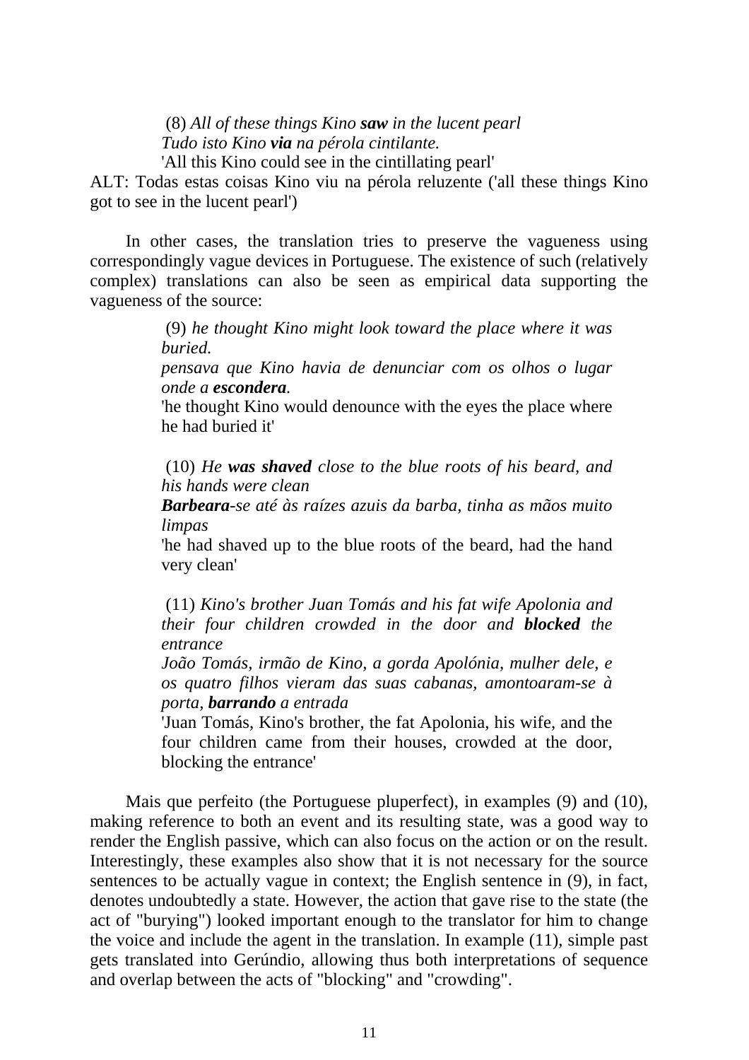(8) *All of these things Kino **saw** in the lucent pearl*
*Tudo isto Kino **via** na pérola cintilante.*
'All this Kino could see in the cintillating pearl'

ALT: Todas estas coisas Kino viu na pérola reluzente ('all these things Kino got to see in the lucent pearl')

In other cases, the translation tries to preserve the vagueness using correspondingly vague devices in Portuguese. The existence of such (relatively complex) translations can also be seen as empirical data supporting the vagueness of the source:

(9) *he thought Kino might look toward the place where it was buried.*
*pensava que Kino havia de denunciar com os olhos o lugar onde a **escondera**.*
'he thought Kino would denounce with the eyes the place where he had buried it'

(10) *He **was shaved** close to the blue roots of his beard, and his hands were clean*
***Barbeara**-se até às raízes azuis da barba, tinha as mãos muito limpas*
'he had shaved up to the blue roots of the beard, had the hand very clean'

(11) *Kino's brother Juan Tomás and his fat wife Apolonia and their four children crowded in the door and **blocked** the entrance*
*João Tomás, irmão de Kino, a gorda Apolónia, mulher dele, e os quatro filhos vieram das suas cabanas, amontoaram-se à porta, **barrando** a entrada*
'Juan Tomás, Kino's brother, the fat Apolonia, his wife, and the four children came from their houses, crowded at the door, blocking the entrance'

Mais que perfeito (the Portuguese pluperfect), in examples (9) and (10), making reference to both an event and its resulting state, was a good way to render the English passive, which can also focus on the action or on the result. Interestingly, these examples also show that it is not necessary for the source sentences to be actually vague in context; the English sentence in (9), in fact, denotes undoubtedly a state. However, the action that gave rise to the state (the act of "burying") looked important enough to the translator for him to change the voice and include the agent in the translation. In example (11), simple past gets translated into Gerúndio, allowing thus both interpretations of sequence and overlap between the acts of "blocking" and "crowding".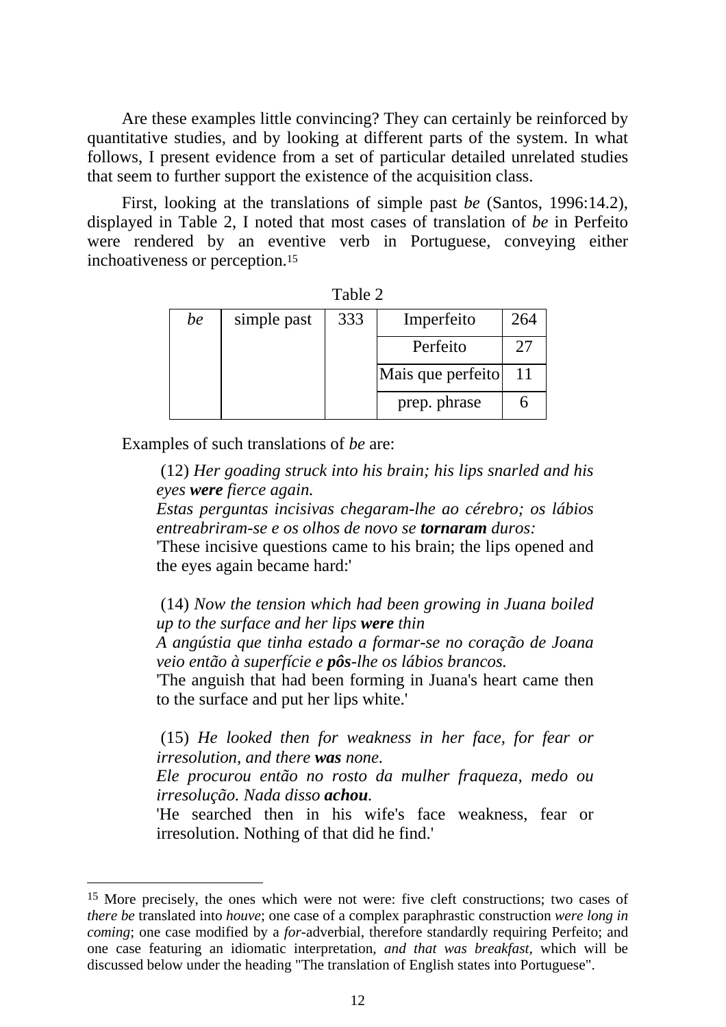Are these examples little convincing? They can certainly be reinforced by quantitative studies, and by looking at different parts of the system. In what follows, I present evidence from a set of particular detailed unrelated studies that seem to further support the existence of the acquisition class.

First, looking at the translations of simple past *be* (Santos, 1996:14.2), displayed in Table 2, I noted that most cases of translation of *be* in Perfeito were rendered by an eventive verb in Portuguese, conveying either inchoativeness or perception.[15]

Table 2

| *be* | simple past | 333 | Imperfeito | 264 |
|---|---|---|---|---|
| | | | Perfeito | 27 |
| | | | Mais que perfeito | 11 |
| | | | prep. phrase | 6 |

Examples of such translations of *be* are:

> (12) *Her goading struck into his brain; his lips snarled and his eyes **were** fierce again.*
> *Estas perguntas incisivas chegaram-lhe ao cérebro; os lábios entreabriram-se e os olhos de novo se **tornaram** duros:*
> 'These incisive questions came to his brain; the lips opened and the eyes again became hard:'
>
> (14) *Now the tension which had been growing in Juana boiled up to the surface and her lips **were** thin*
> *A angústia que tinha estado a formar-se no coração de Joana veio então à superfície e **pôs**-lhe os lábios brancos.*
> 'The anguish that had been forming in Juana's heart came then to the surface and put her lips white.'
>
> (15) *He looked then for weakness in her face, for fear or irresolution, and there **was** none.*
> *Ele procurou então no rosto da mulher fraqueza, medo ou irresolução. Nada disso **achou**.*
> 'He searched then in his wife's face weakness, fear or irresolution. Nothing of that did he find.'

---

[15] More precisely, the ones which were not were: five cleft constructions; two cases of *there be* translated into *houve*; one case of a complex paraphrastic construction *were long in coming*; one case modified by a *for*-adverbial, therefore standardly requiring Perfeito; and one case featuring an idiomatic interpretation, *and that was breakfast*, which will be discussed below under the heading "The translation of English states into Portuguese".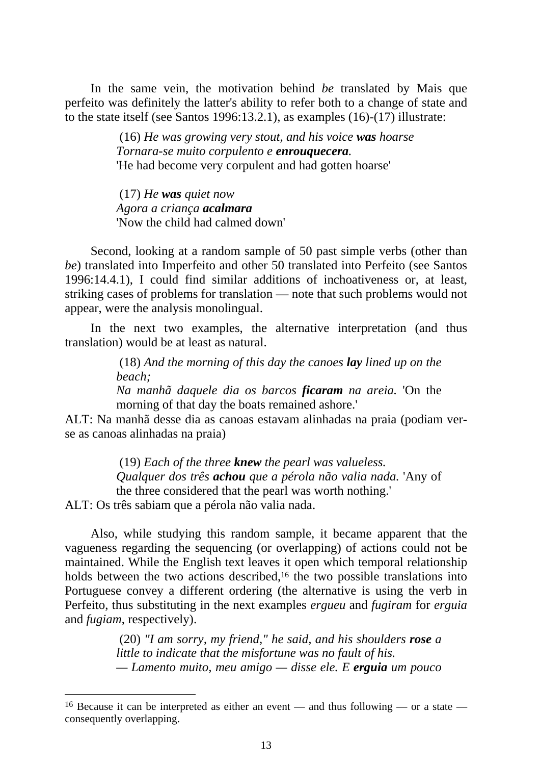In the same vein, the motivation behind *be* translated by Mais que perfeito was definitely the latter's ability to refer both to a change of state and to the state itself (see Santos 1996:13.2.1), as examples (16)-(17) illustrate:

> (16) *He was growing very stout, and his voice **was** hoarse*
> *Tornara-se muito corpulento e **enrouquecera**.*
> 'He had become very corpulent and had gotten hoarse'

> (17) *He **was** quiet now*
> *Agora a criança **acalmara***
> 'Now the child had calmed down'

Second, looking at a random sample of 50 past simple verbs (other than *be*) translated into Imperfeito and other 50 translated into Perfeito (see Santos 1996:14.4.1), I could find similar additions of inchoativeness or, at least, striking cases of problems for translation — note that such problems would not appear, were the analysis monolingual.

In the next two examples, the alternative interpretation (and thus translation) would be at least as natural.

> (18) *And the morning of this day the canoes **lay** lined up on the beach;*
> *Na manhã daquele dia os barcos **ficaram** na areia.* 'On the morning of that day the boats remained ashore.'

ALT: Na manhã desse dia as canoas estavam alinhadas na praia (podiam ver-se as canoas alinhadas na praia)

> (19) *Each of the three **knew** the pearl was valueless.*
> *Qualquer dos três **achou** que a pérola não valia nada.* 'Any of the three considered that the pearl was worth nothing.'

ALT: Os três sabiam que a pérola não valia nada.

Also, while studying this random sample, it became apparent that the vagueness regarding the sequencing (or overlapping) of actions could not be maintained. While the English text leaves it open which temporal relationship holds between the two actions described,[16] the two possible translations into Portuguese convey a different ordering (the alternative is using the verb in Perfeito, thus substituting in the next examples *ergueu* and *fugiram* for *erguia* and *fugiam*, respectively).

> (20) *"I am sorry, my friend," he said, and his shoulders **rose** a little to indicate that the misfortune was no fault of his.*
> *— Lamento muito, meu amigo — disse ele. E **erguia** um pouco*

---

[16] Because it can be interpreted as either an event — and thus following — or a state — consequently overlapping.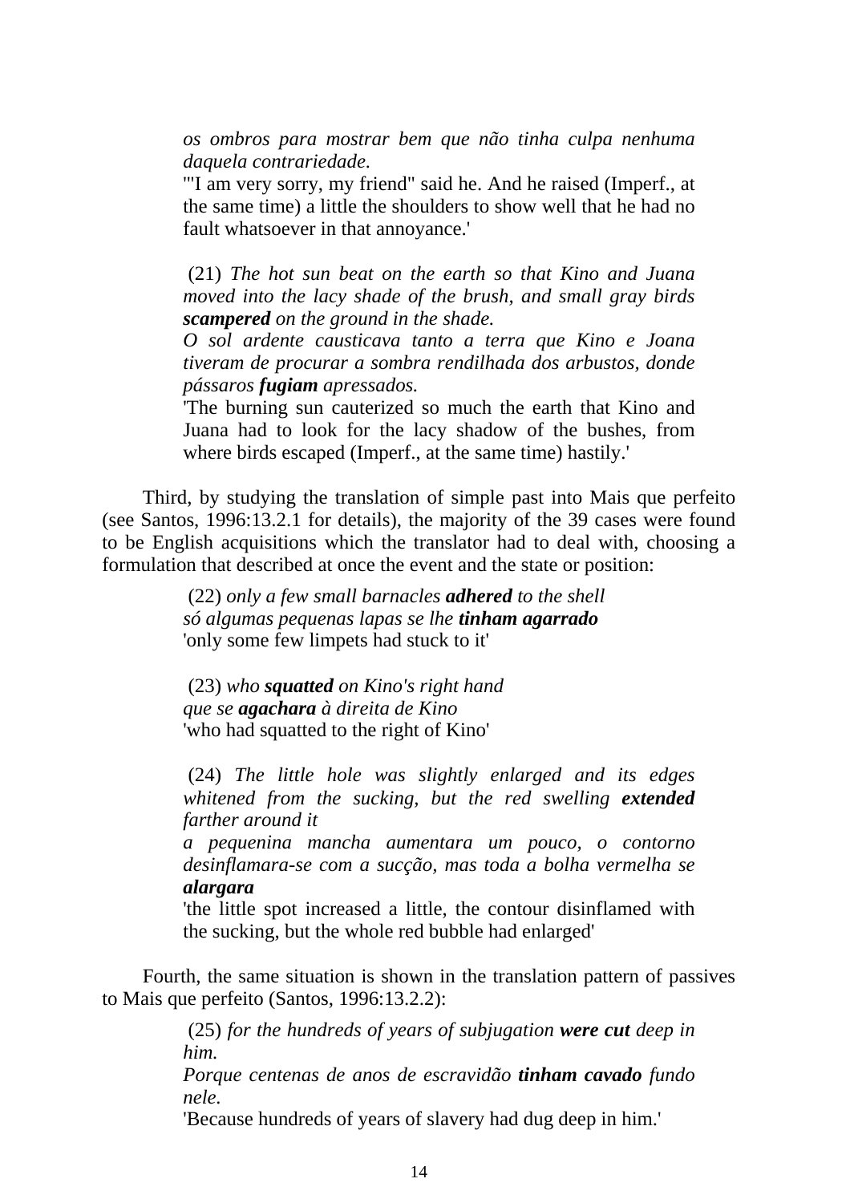*os ombros para mostrar bem que não tinha culpa nenhuma daquela contrariedade.*
'"I am very sorry, my friend" said he. And he raised (Imperf., at the same time) a little the shoulders to show well that he had no fault whatsoever in that annoyance.'

(21) *The hot sun beat on the earth so that Kino and Juana moved into the lacy shade of the brush, and small gray birds **scampered** on the ground in the shade.*
*O sol ardente causticava tanto a terra que Kino e Joana tiveram de procurar a sombra rendilhada dos arbustos, donde pássaros **fugiam** apressados.*
'The burning sun cauterized so much the earth that Kino and Juana had to look for the lacy shadow of the bushes, from where birds escaped (Imperf., at the same time) hastily.'

Third, by studying the translation of simple past into Mais que perfeito (see Santos, 1996:13.2.1 for details), the majority of the 39 cases were found to be English acquisitions which the translator had to deal with, choosing a formulation that described at once the event and the state or position:

(22) *only a few small barnacles **adhered** to the shell*
*só algumas pequenas lapas se lhe **tinham agarrado***
'only some few limpets had stuck to it'

(23) *who **squatted** on Kino's right hand*
*que se **agachara** à direita de Kino*
'who had squatted to the right of Kino'

(24) *The little hole was slightly enlarged and its edges whitened from the sucking, but the red swelling **extended** farther around it*
*a pequenina mancha aumentara um pouco, o contorno desinflamara-se com a sucção, mas toda a bolha vermelha se **alargara***
'the little spot increased a little, the contour disinflamed with the sucking, but the whole red bubble had enlarged'

Fourth, the same situation is shown in the translation pattern of passives to Mais que perfeito (Santos, 1996:13.2.2):

(25) *for the hundreds of years of subjugation **were cut** deep in him.*
*Porque centenas de anos de escravidão **tinham cavado** fundo nele.*
'Because hundreds of years of slavery had dug deep in him.'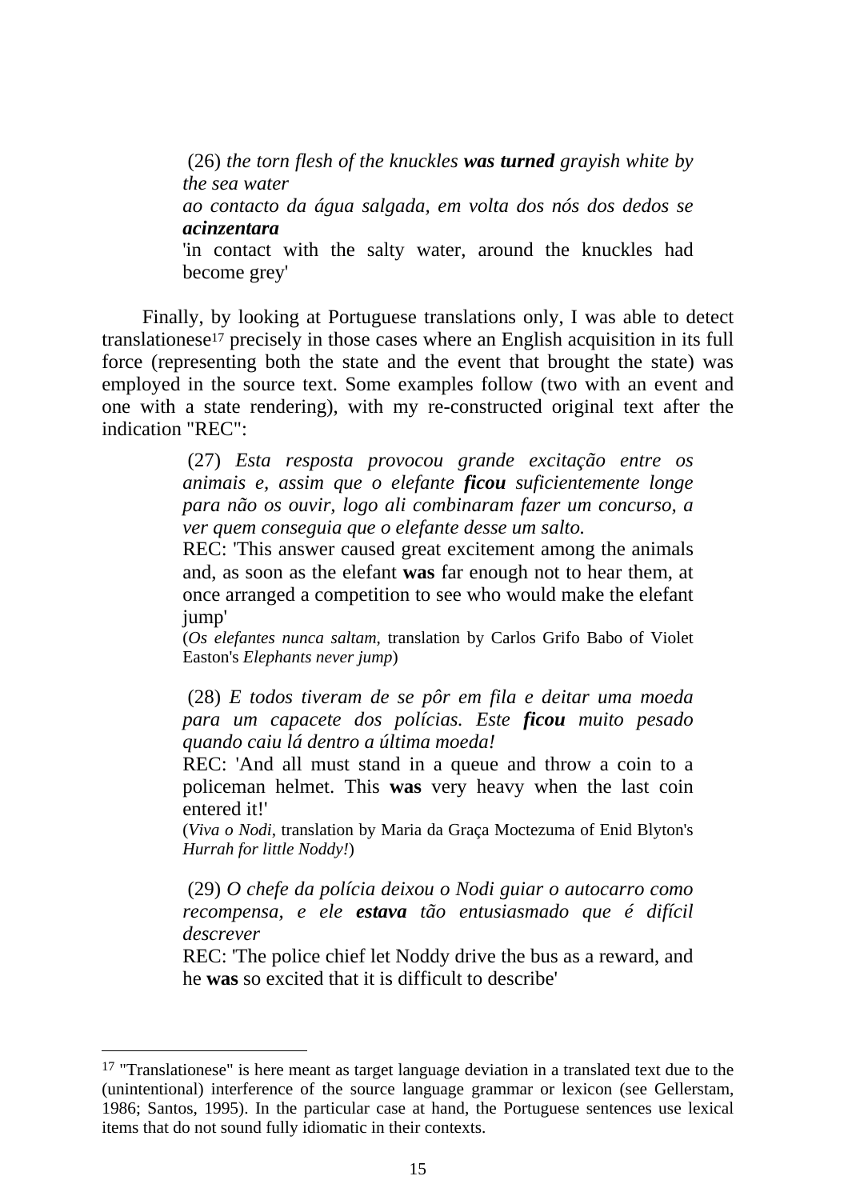(26) *the torn flesh of the knuckles **was turned** grayish white by the sea water*

*ao contacto da água salgada, em volta dos nós dos dedos se **acinzentara***

'in contact with the salty water, around the knuckles had become grey'

Finally, by looking at Portuguese translations only, I was able to detect translationese[17] precisely in those cases where an English acquisition in its full force (representing both the state and the event that brought the state) was employed in the source text. Some examples follow (two with an event and one with a state rendering), with my re-constructed original text after the indication "REC":

(27) *Esta resposta provocou grande excitação entre os animais e, assim que o elefante **ficou** suficientemente longe para não os ouvir, logo ali combinaram fazer um concurso, a ver quem conseguia que o elefante desse um salto.*

REC: 'This answer caused great excitement among the animals and, as soon as the elefant **was** far enough not to hear them, at once arranged a competition to see who would make the elefant jump'

(*Os elefantes nunca saltam*, translation by Carlos Grifo Babo of Violet Easton's *Elephants never jump*)

(28) *E todos tiveram de se pôr em fila e deitar uma moeda para um capacete dos polícias. Este **ficou** muito pesado quando caiu lá dentro a última moeda!*

REC: 'And all must stand in a queue and throw a coin to a policeman helmet. This **was** very heavy when the last coin entered it!'

(*Viva o Nodi*, translation by Maria da Graça Moctezuma of Enid Blyton's *Hurrah for little Noddy!*)

(29) *O chefe da polícia deixou o Nodi guiar o autocarro como recompensa, e ele **estava** tão entusiasmado que é difícil descrever*

REC: 'The police chief let Noddy drive the bus as a reward, and he **was** so excited that it is difficult to describe'

---

[17] "Translationese" is here meant as target language deviation in a translated text due to the (unintentional) interference of the source language grammar or lexicon (see Gellerstam, 1986; Santos, 1995). In the particular case at hand, the Portuguese sentences use lexical items that do not sound fully idiomatic in their contexts.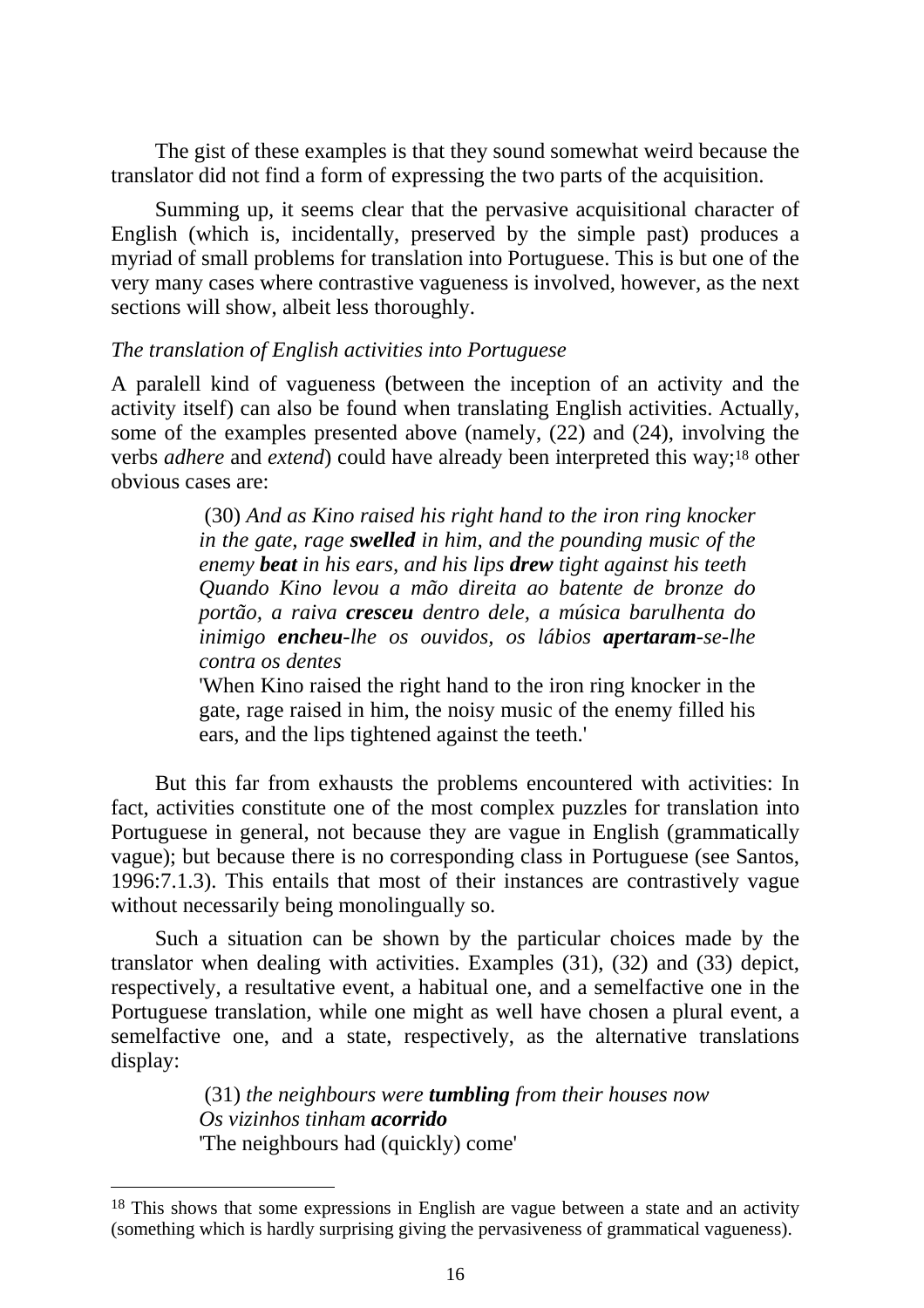The gist of these examples is that they sound somewhat weird because the translator did not find a form of expressing the two parts of the acquisition.

Summing up, it seems clear that the pervasive acquisitional character of English (which is, incidentally, preserved by the simple past) produces a myriad of small problems for translation into Portuguese. This is but one of the very many cases where contrastive vagueness is involved, however, as the next sections will show, albeit less thoroughly.

*The translation of English activities into Portuguese*

A paralell kind of vagueness (between the inception of an activity and the activity itself) can also be found when translating English activities. Actually, some of the examples presented above (namely, (22) and (24), involving the verbs *adhere* and *extend*) could have already been interpreted this way;[18] other obvious cases are:

> (30) *And as Kino raised his right hand to the iron ring knocker in the gate, rage* ***swelled*** *in him, and the pounding music of the enemy* ***beat*** *in his ears, and his lips* ***drew*** *tight against his teeth*
> *Quando Kino levou a mão direita ao batente de bronze do portão, a raiva* ***cresceu*** *dentro dele, a música barulhenta do inimigo* ***encheu****-lhe os ouvidos, os lábios* ***apertaram****-se-lhe contra os dentes*
> 'When Kino raised the right hand to the iron ring knocker in the gate, rage raised in him, the noisy music of the enemy filled his ears, and the lips tightened against the teeth.'

But this far from exhausts the problems encountered with activities: In fact, activities constitute one of the most complex puzzles for translation into Portuguese in general, not because they are vague in English (grammatically vague); but because there is no corresponding class in Portuguese (see Santos, 1996:7.1.3). This entails that most of their instances are contrastively vague without necessarily being monolingually so.

Such a situation can be shown by the particular choices made by the translator when dealing with activities. Examples (31), (32) and (33) depict, respectively, a resultative event, a habitual one, and a semelfactive one in the Portuguese translation, while one might as well have chosen a plural event, a semelfactive one, and a state, respectively, as the alternative translations display:

> (31) *the neighbours were* ***tumbling*** *from their houses now*
> *Os vizinhos tinham* ***acorrido***
> 'The neighbours had (quickly) come'

---

[18] This shows that some expressions in English are vague between a state and an activity (something which is hardly surprising giving the pervasiveness of grammatical vagueness).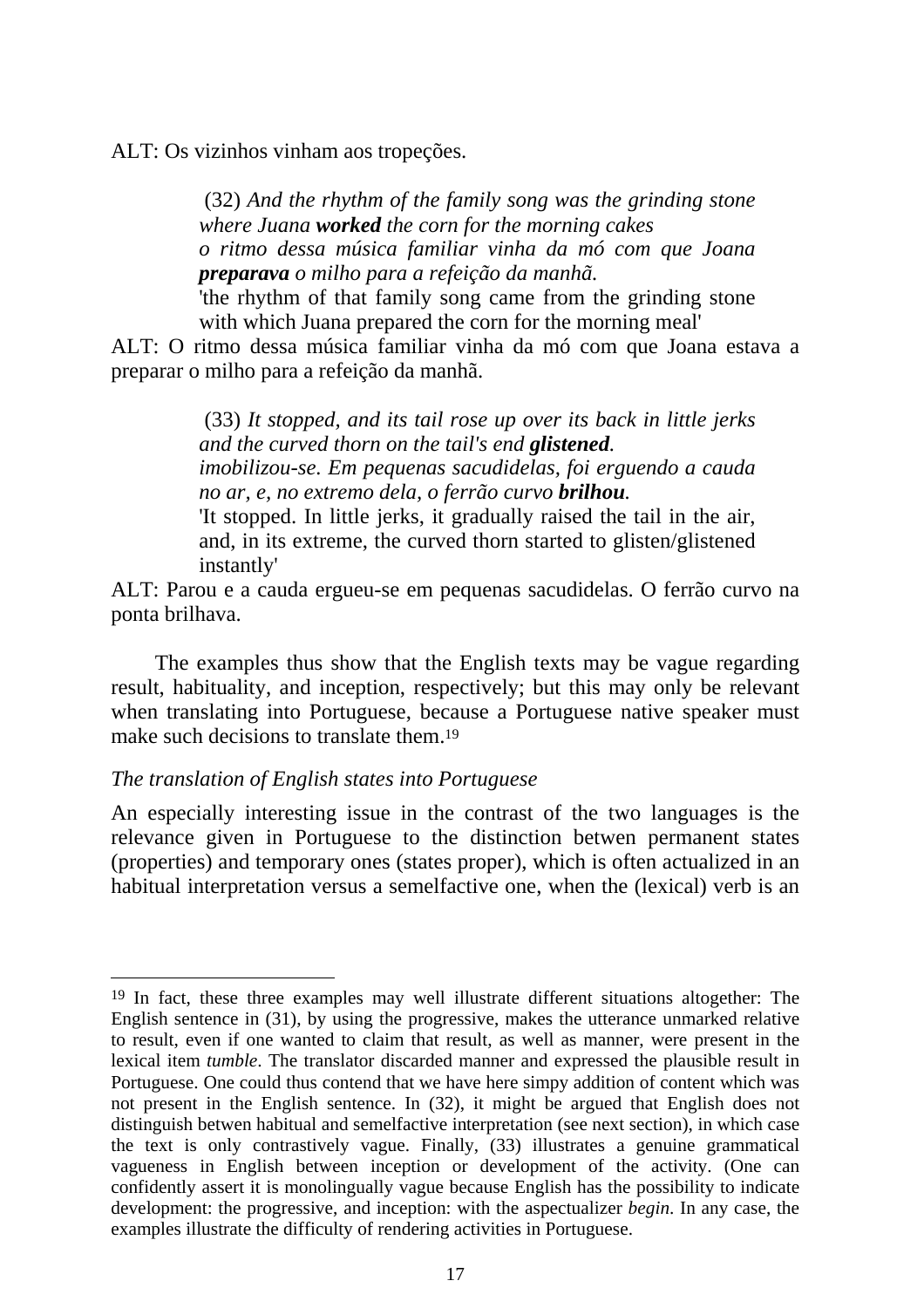ALT: Os vizinhos vinham aos tropeções.

> (32) *And the rhythm of the family song was the grinding stone where Juana **worked** the corn for the morning cakes*
> *o ritmo dessa música familiar vinha da mó com que Joana **preparava** o milho para a refeição da manhã.*
> 'the rhythm of that family song came from the grinding stone with which Juana prepared the corn for the morning meal'

ALT: O ritmo dessa música familiar vinha da mó com que Joana estava a preparar o milho para a refeição da manhã.

> (33) *It stopped, and its tail rose up over its back in little jerks and the curved thorn on the tail's end **glistened**.*
> *imobilizou-se. Em pequenas sacudidelas, foi erguendo a cauda no ar, e, no extremo dela, o ferrão curvo **brilhou**.*
> 'It stopped. In little jerks, it gradually raised the tail in the air, and, in its extreme, the curved thorn started to glisten/glistened instantly'

ALT: Parou e a cauda ergueu-se em pequenas sacudidelas. O ferrão curvo na ponta brilhava.

The examples thus show that the English texts may be vague regarding result, habituality, and inception, respectively; but this may only be relevant when translating into Portuguese, because a Portuguese native speaker must make such decisions to translate them.[19]

*The translation of English states into Portuguese*

An especially interesting issue in the contrast of the two languages is the relevance given in Portuguese to the distinction betwen permanent states (properties) and temporary ones (states proper), which is often actualized in an habitual interpretation versus a semelfactive one, when the (lexical) verb is an

---

[19] In fact, these three examples may well illustrate different situations altogether: The English sentence in (31), by using the progressive, makes the utterance unmarked relative to result, even if one wanted to claim that result, as well as manner, were present in the lexical item *tumble*. The translator discarded manner and expressed the plausible result in Portuguese. One could thus contend that we have here simpy addition of content which was not present in the English sentence. In (32), it might be argued that English does not distinguish betwen habitual and semelfactive interpretation (see next section), in which case the text is only contrastively vague. Finally, (33) illustrates a genuine grammatical vagueness in English between inception or development of the activity. (One can confidently assert it is monolingually vague because English has the possibility to indicate development: the progressive, and inception: with the aspectualizer *begin*. In any case, the examples illustrate the difficulty of rendering activities in Portuguese.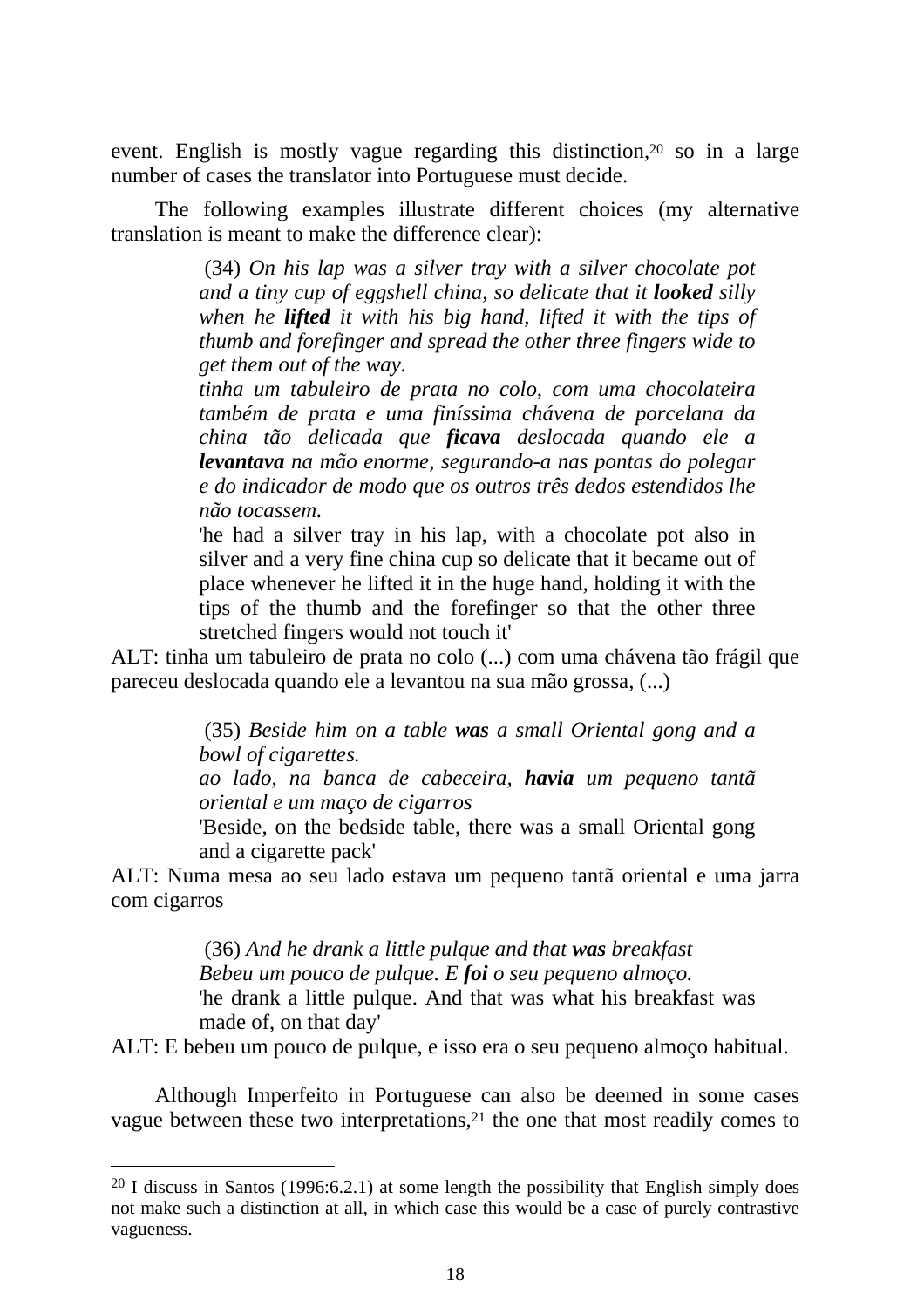event. English is mostly vague regarding this distinction,[20] so in a large number of cases the translator into Portuguese must decide.

The following examples illustrate different choices (my alternative translation is meant to make the difference clear):

> (34) *On his lap was a silver tray with a silver chocolate pot and a tiny cup of eggshell china, so delicate that it* ***looked*** *silly when he* ***lifted*** *it with his big hand, lifted it with the tips of thumb and forefinger and spread the other three fingers wide to get them out of the way.*
>
> *tinha um tabuleiro de prata no colo, com uma chocolateira também de prata e uma finíssima chávena de porcelana da china tão delicada que* ***ficava*** *deslocada quando ele a* ***levantava*** *na mão enorme, segurando-a nas pontas do polegar e do indicador de modo que os outros três dedos estendidos lhe não tocassem.*
>
> 'he had a silver tray in his lap, with a chocolate pot also in silver and a very fine china cup so delicate that it became out of place whenever he lifted it in the huge hand, holding it with the tips of the thumb and the forefinger so that the other three stretched fingers would not touch it'

ALT: tinha um tabuleiro de prata no colo (...) com uma chávena tão frágil que pareceu deslocada quando ele a levantou na sua mão grossa, (...)

> (35) *Beside him on a table* ***was*** *a small Oriental gong and a bowl of cigarettes.*
>
> *ao lado, na banca de cabeceira,* ***havia*** *um pequeno tantã oriental e um maço de cigarros*
>
> 'Beside, on the bedside table, there was a small Oriental gong and a cigarette pack'

ALT: Numa mesa ao seu lado estava um pequeno tantã oriental e uma jarra com cigarros

> (36) *And he drank a little pulque and that* ***was*** *breakfast*
>
> *Bebeu um pouco de pulque. E* ***foi*** *o seu pequeno almoço.*
>
> 'he drank a little pulque. And that was what his breakfast was made of, on that day'

ALT: E bebeu um pouco de pulque, e isso era o seu pequeno almoço habitual.

Although Imperfeito in Portuguese can also be deemed in some cases vague between these two interpretations,[21] the one that most readily comes to

---

[20] I discuss in Santos (1996:6.2.1) at some length the possibility that English simply does not make such a distinction at all, in which case this would be a case of purely contrastive vagueness.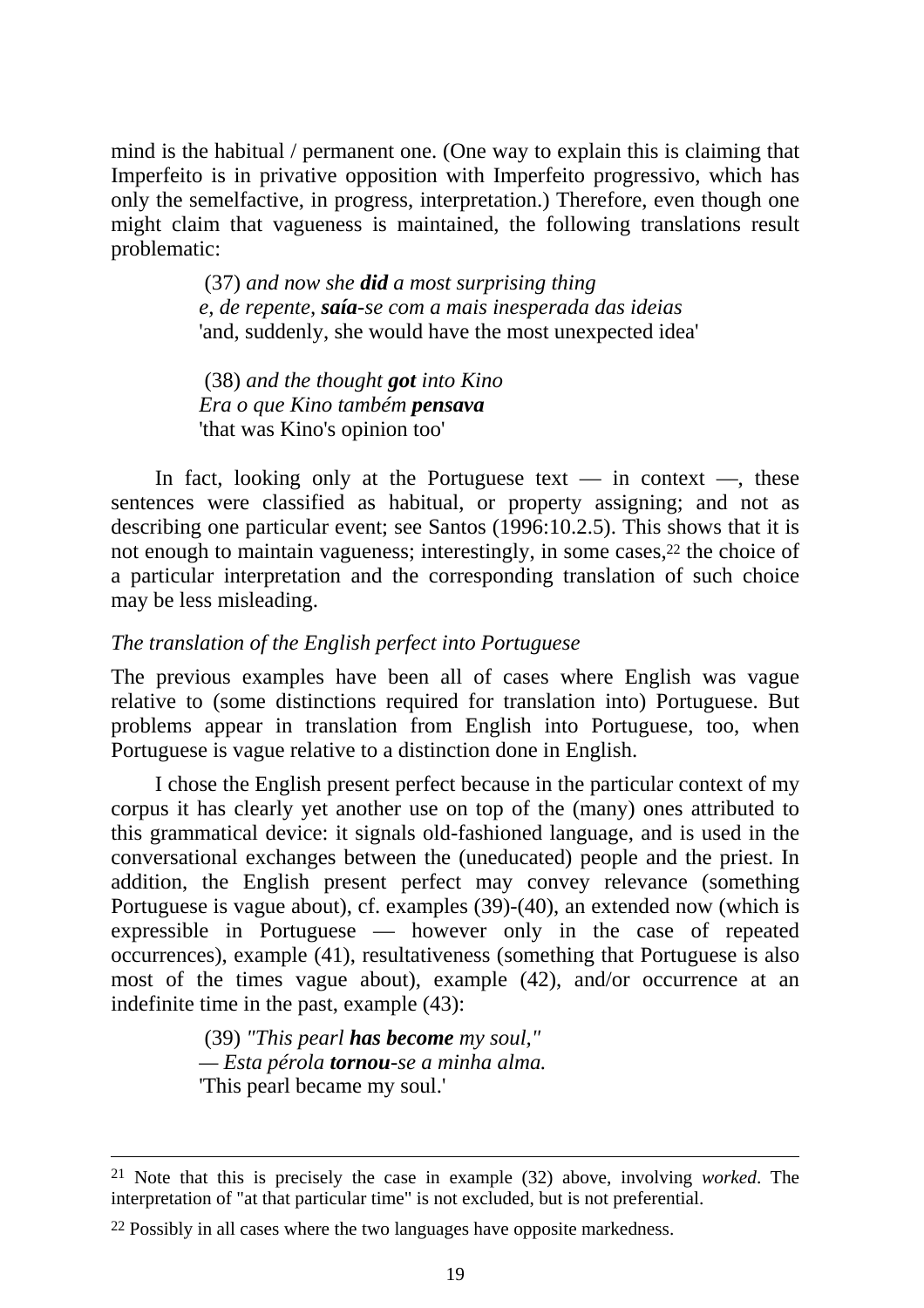mind is the habitual / permanent one. (One way to explain this is claiming that Imperfeito is in privative opposition with Imperfeito progressivo, which has only the semelfactive, in progress, interpretation.) Therefore, even though one might claim that vagueness is maintained, the following translations result problematic:

> (37) *and now she **did** a most surprising thing*
> *e, de repente, **saía**-se com a mais inesperada das ideias*
> 'and, suddenly, she would have the most unexpected idea'
>
> (38) *and the thought **got** into Kino*
> *Era o que Kino também **pensava***
> 'that was Kino's opinion too'

In fact, looking only at the Portuguese text — in context —, these sentences were classified as habitual, or property assigning; and not as describing one particular event; see Santos (1996:10.2.5). This shows that it is not enough to maintain vagueness; interestingly, in some cases,[22] the choice of a particular interpretation and the corresponding translation of such choice may be less misleading.

*The translation of the English perfect into Portuguese*

The previous examples have been all of cases where English was vague relative to (some distinctions required for translation into) Portuguese. But problems appear in translation from English into Portuguese, too, when Portuguese is vague relative to a distinction done in English.

I chose the English present perfect because in the particular context of my corpus it has clearly yet another use on top of the (many) ones attributed to this grammatical device: it signals old-fashioned language, and is used in the conversational exchanges between the (uneducated) people and the priest. In addition, the English present perfect may convey relevance (something Portuguese is vague about), cf. examples (39)-(40), an extended now (which is expressible in Portuguese — however only in the case of repeated occurrences), example (41), resultativeness (something that Portuguese is also most of the times vague about), example (42), and/or occurrence at an indefinite time in the past, example (43):

> (39) *"This pearl **has become** my soul,"*
> *— Esta pérola **tornou**-se a minha alma.*
> 'This pearl became my soul.'

---

[21] Note that this is precisely the case in example (32) above, involving *worked*. The interpretation of "at that particular time" is not excluded, but is not preferential.

[22] Possibly in all cases where the two languages have opposite markedness.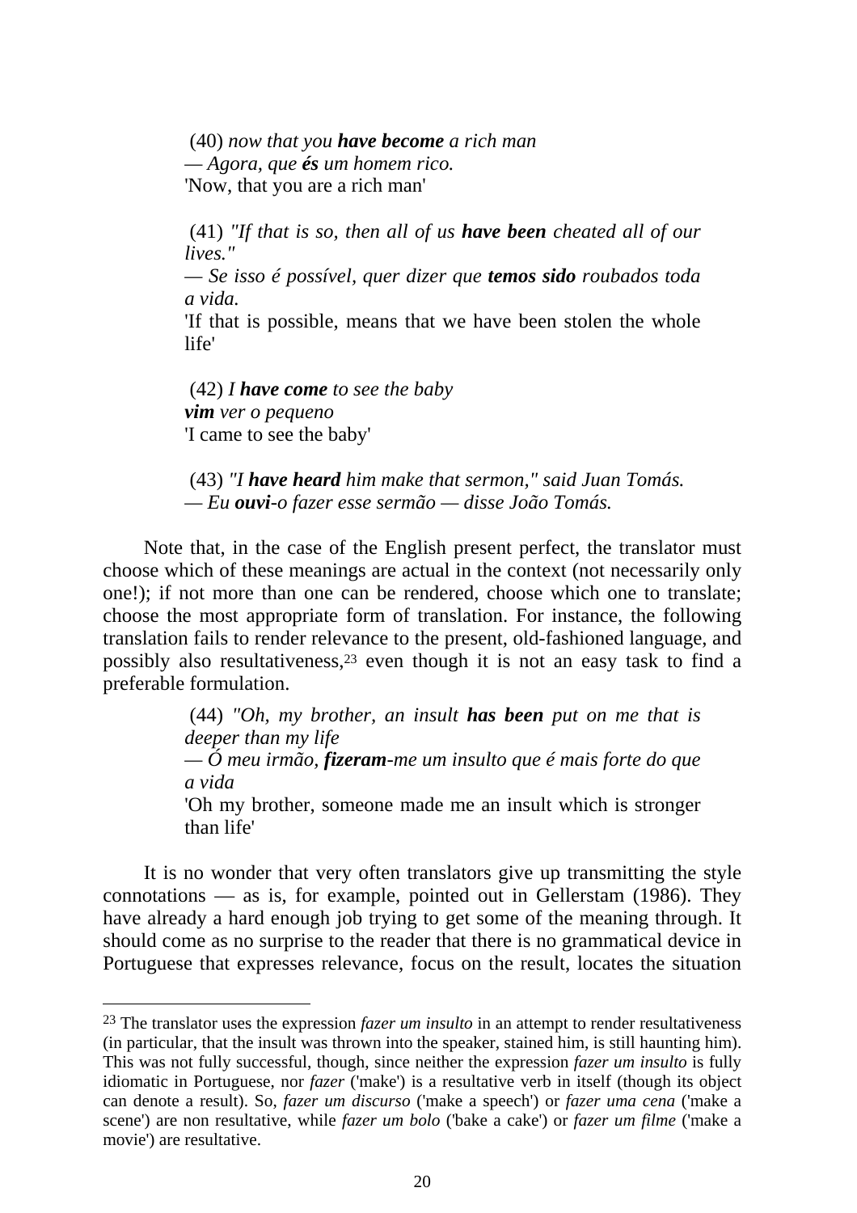(40) *now that you **have become** a rich man*
*— Agora, que **és** um homem rico.*
'Now, that you are a rich man'

(41) *"If that is so, then all of us **have been** cheated all of our lives."*
*— Se isso é possível, quer dizer que **temos sido** roubados toda a vida.*
'If that is possible, means that we have been stolen the whole life'

(42) *I **have come** to see the baby*
***vim** ver o pequeno*
'I came to see the baby'

(43) *"I **have heard** him make that sermon," said Juan Tomás.*
*— Eu **ouvi**-o fazer esse sermão — disse João Tomás.*

Note that, in the case of the English present perfect, the translator must choose which of these meanings are actual in the context (not necessarily only one!); if not more than one can be rendered, choose which one to translate; choose the most appropriate form of translation. For instance, the following translation fails to render relevance to the present, old-fashioned language, and possibly also resultativeness,[23] even though it is not an easy task to find a preferable formulation.

(44) *"Oh, my brother, an insult **has been** put on me that is deeper than my life*
*— Ó meu irmão, **fizeram**-me um insulto que é mais forte do que a vida*
'Oh my brother, someone made me an insult which is stronger than life'

It is no wonder that very often translators give up transmitting the style connotations — as is, for example, pointed out in Gellerstam (1986). They have already a hard enough job trying to get some of the meaning through. It should come as no surprise to the reader that there is no grammatical device in Portuguese that expresses relevance, focus on the result, locates the situation

---

[23] The translator uses the expression *fazer um insulto* in an attempt to render resultativeness (in particular, that the insult was thrown into the speaker, stained him, is still haunting him). This was not fully successful, though, since neither the expression *fazer um insulto* is fully idiomatic in Portuguese, nor *fazer* ('make') is a resultative verb in itself (though its object can denote a result). So, *fazer um discurso* ('make a speech') or *fazer uma cena* ('make a scene') are non resultative, while *fazer um bolo* ('bake a cake') or *fazer um filme* ('make a movie') are resultative.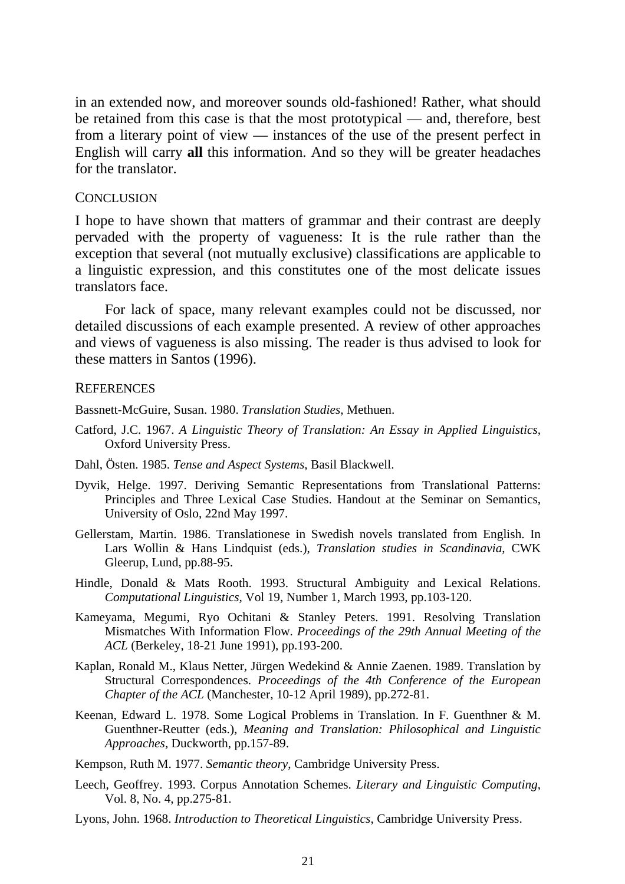in an extended now, and moreover sounds old-fashioned! Rather, what should be retained from this case is that the most prototypical — and, therefore, best from a literary point of view — instances of the use of the present perfect in English will carry **all** this information. And so they will be greater headaches for the translator.

## Conclusion

I hope to have shown that matters of grammar and their contrast are deeply pervaded with the property of vagueness: It is the rule rather than the exception that several (not mutually exclusive) classifications are applicable to a linguistic expression, and this constitutes one of the most delicate issues translators face.

For lack of space, many relevant examples could not be discussed, nor detailed discussions of each example presented. A review of other approaches and views of vagueness is also missing. The reader is thus advised to look for these matters in Santos (1996).

## References

Bassnett-McGuire, Susan. 1980. *Translation Studies*, Methuen.

Catford, J.C. 1967. *A Linguistic Theory of Translation: An Essay in Applied Linguistics*, Oxford University Press.

Dahl, Östen. 1985. *Tense and Aspect Systems*, Basil Blackwell.

Dyvik, Helge. 1997. Deriving Semantic Representations from Translational Patterns: Principles and Three Lexical Case Studies. Handout at the Seminar on Semantics, University of Oslo, 22nd May 1997.

Gellerstam, Martin. 1986. Translationese in Swedish novels translated from English. In Lars Wollin & Hans Lindquist (eds.), *Translation studies in Scandinavia*, CWK Gleerup, Lund, pp.88-95.

Hindle, Donald & Mats Rooth. 1993. Structural Ambiguity and Lexical Relations. *Computational Linguistics*, Vol 19, Number 1, March 1993, pp.103-120.

Kameyama, Megumi, Ryo Ochitani & Stanley Peters. 1991. Resolving Translation Mismatches With Information Flow. *Proceedings of the 29th Annual Meeting of the ACL* (Berkeley, 18-21 June 1991), pp.193-200.

Kaplan, Ronald M., Klaus Netter, Jürgen Wedekind & Annie Zaenen. 1989. Translation by Structural Correspondences. *Proceedings of the 4th Conference of the European Chapter of the ACL* (Manchester, 10-12 April 1989), pp.272-81.

Keenan, Edward L. 1978. Some Logical Problems in Translation. In F. Guenthner & M. Guenthner-Reutter (eds.), *Meaning and Translation: Philosophical and Linguistic Approaches*, Duckworth, pp.157-89.

Kempson, Ruth M. 1977. *Semantic theory*, Cambridge University Press.

Leech, Geoffrey. 1993. Corpus Annotation Schemes. *Literary and Linguistic Computing*, Vol. 8, No. 4, pp.275-81.

Lyons, John. 1968. *Introduction to Theoretical Linguistics*, Cambridge University Press.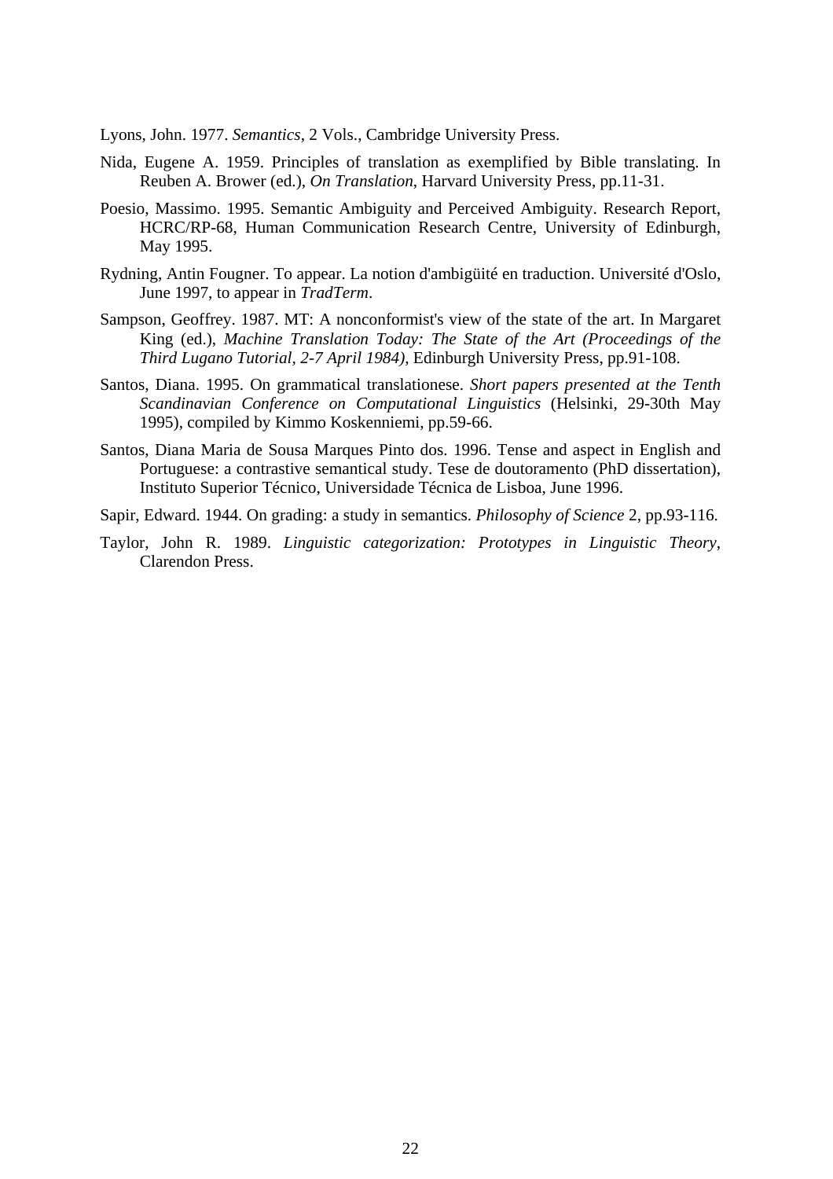Lyons, John. 1977. *Semantics*, 2 Vols., Cambridge University Press.

Nida, Eugene A. 1959. Principles of translation as exemplified by Bible translating. In Reuben A. Brower (ed.), *On Translation*, Harvard University Press, pp.11-31.

Poesio, Massimo. 1995. Semantic Ambiguity and Perceived Ambiguity. Research Report, HCRC/RP-68, Human Communication Research Centre, University of Edinburgh, May 1995.

Rydning, Antin Fougner. To appear. La notion d'ambigüité en traduction. Université d'Oslo, June 1997, to appear in *TradTerm*.

Sampson, Geoffrey. 1987. MT: A nonconformist's view of the state of the art. In Margaret King (ed.), *Machine Translation Today: The State of the Art (Proceedings of the Third Lugano Tutorial, 2-7 April 1984)*, Edinburgh University Press, pp.91-108.

Santos, Diana. 1995. On grammatical translationese. *Short papers presented at the Tenth Scandinavian Conference on Computational Linguistics* (Helsinki, 29-30th May 1995), compiled by Kimmo Koskenniemi, pp.59-66.

Santos, Diana Maria de Sousa Marques Pinto dos. 1996. Tense and aspect in English and Portuguese: a contrastive semantical study. Tese de doutoramento (PhD dissertation), Instituto Superior Técnico, Universidade Técnica de Lisboa, June 1996.

Sapir, Edward. 1944. On grading: a study in semantics. *Philosophy of Science* 2, pp.93-116.

Taylor, John R. 1989. *Linguistic categorization: Prototypes in Linguistic Theory*, Clarendon Press.